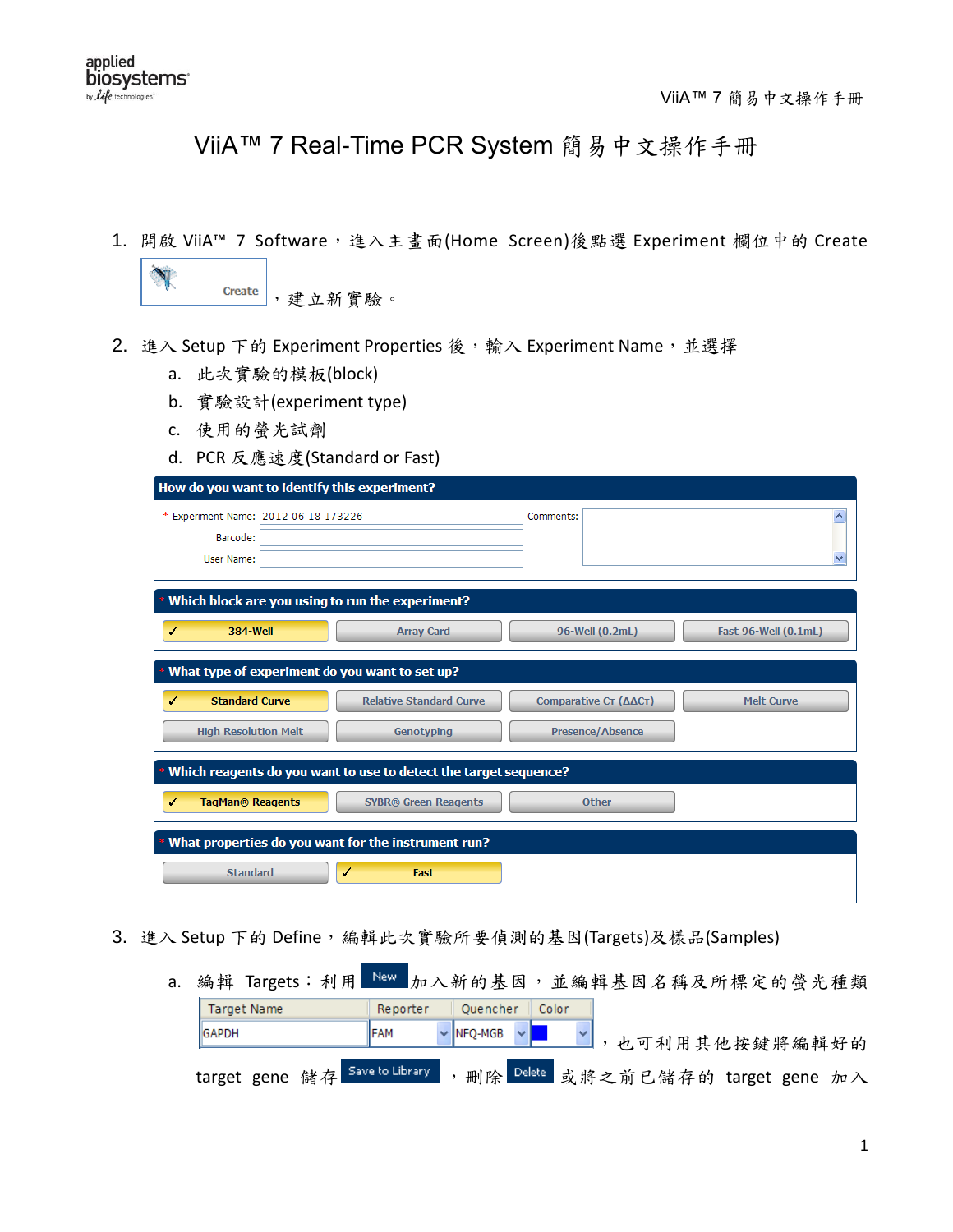# ViiA™ 7 Real-Time PCR System 簡易中文操作手冊

1. 開啟 ViiA™ 7 Software，進入主畫面(Home Screen)後點選 Experiment 欄位中的 Create ，建立新實驗。

2. 進入 Setup 下的 Experiment Properties 後，輸入 Experiment Name，並選擇
   a. 此次實驗的模板(block)
   b. 實驗設計(experiment type)
   c. 使用的螢光試劑
   d. PCR 反應速度(Standard or Fast)

**How do you want to identify this experiment?**

- \* Experiment Name: 2012-06-18 173226
- Barcode:
- User Name:
- Comments:

**\* Which block are you using to run the experiment?**

✓ 384-Well | Array Card | 96-Well (0.2mL) | Fast 96-Well (0.1mL)

**\* What type of experiment do you want to set up?**

✓ Standard Curve | Relative Standard Curve | Comparative CT (ΔΔCT) | Melt Curve | High Resolution Melt | Genotyping | Presence/Absence

**\* Which reagents do you want to use to detect the target sequence?**

✓ TaqMan® Reagents | SYBR® Green Reagents | Other

**\* What properties do you want for the instrument run?**

Standard | ✓ Fast

3. 進入 Setup 下的 Define，編輯此次實驗所要偵測的基因(Targets)及樣品(Samples)

   a. 編輯 Targets：利用 New 加入新的基因，並編輯基因名稱及所標定的螢光種類

| Target Name | Reporter | Quencher | Color |
|---|---|---|---|
| GAPDH | FAM | NFQ-MGB | |

   ，也可利用其他按鍵將編輯好的 target gene 儲存 Save to Library ，刪除 Delete 或將之前已儲存的 target gene 加入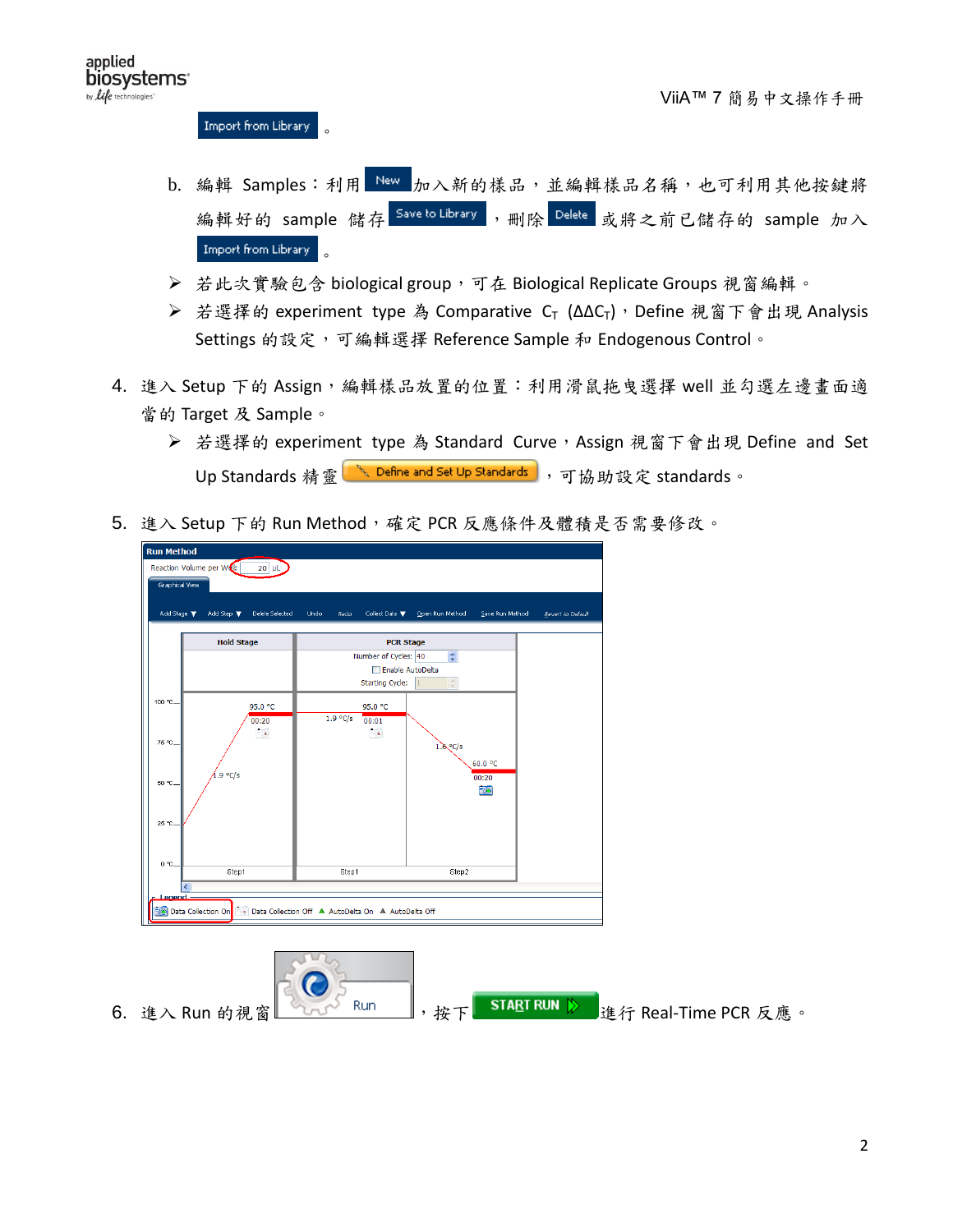Import from Library 。

b. 編輯 Samples：利用 New 加入新的樣品，並編輯樣品名稱，也可利用其他按鍵將編輯好的 sample 儲存 Save to Library ，刪除 Delete 或將之前已儲存的 sample 加入 Import from Library 。

- 若此次實驗包含 biological group，可在 Biological Replicate Groups 視窗編輯。
- 若選擇的 experiment type 為 Comparative $C_T$ ($\Delta\Delta C_T$)，Define 視窗下會出現 Analysis Settings 的設定，可編輯選擇 Reference Sample 和 Endogenous Control。

4. 進入 Setup 下的 Assign，編輯樣品放置的位置：利用滑鼠拖曳選擇 well 並勾選左邊畫面適當的 Target 及 Sample。
   - 若選擇的 experiment type 為 Standard Curve，Assign 視窗下會出現 Define and Set Up Standards 精靈 Define and Set Up Standards ，可協助設定 standards。

5. 進入 Setup 下的 Run Method，確定 PCR 反應條件及體積是否需要修改。

6. 進入 Run 的視窗 Run ，按下 START RUN 進行 Real-Time PCR 反應。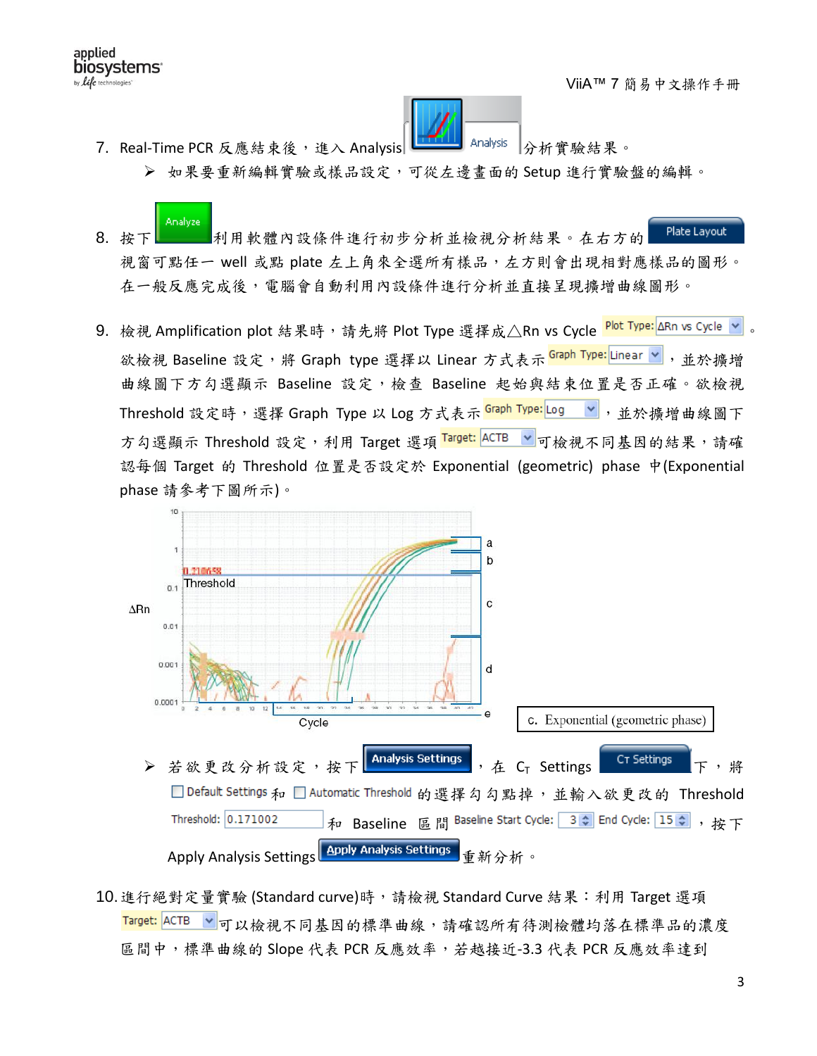7. Real-Time PCR 反應結束後，進入 Analysis 分析實驗結果。
   - 如果要重新編輯實驗或樣品設定，可從左邊畫面的 Setup 進行實驗盤的編輯。

8. 按下 Analyze 利用軟體內設條件進行初步分析並檢視分析結果。在右方的 Plate Layout 視窗可點任一 well 或點 plate 左上角來全選所有樣品，左方則會出現相對應樣品的圖形。在一般反應完成後，電腦會自動利用內設條件進行分析並直接呈現擴增曲線圖形。

9. 檢視 Amplification plot 結果時，請先將 Plot Type 選擇成△Rn vs Cycle Plot Type: ΔRn vs Cycle。欲檢視 Baseline 設定，將 Graph type 選擇以 Linear 方式表示 Graph Type: Linear，並於擴增曲線圖下方勾選顯示 Baseline 設定，檢查 Baseline 起始與結束位置是否正確。欲檢視 Threshold 設定時，選擇 Graph Type 以 Log 方式表示 Graph Type: Log，並於擴增曲線圖下方勾選顯示 Threshold 設定，利用 Target 選項 Target: ACTB 可檢視不同基因的結果，請確認每個 Target 的 Threshold 位置是否設定於 Exponential (geometric) phase 中(Exponential phase 請參考下圖所示)。

c. Exponential (geometric phase)

   - 若欲更改分析設定，按下 Analysis Settings，在 $C_T$ Settings CT Settings 下，將 ☐ Default Settings 和 ☐ Automatic Threshold 的選擇勾勾點掉，並輸入欲更改的 Threshold Threshold: 0.171002 和 Baseline 區間 Baseline Start Cycle: 3 End Cycle: 15，按下 Apply Analysis Settings Apply Analysis Settings 重新分析。

10. 進行絕對定量實驗 (Standard curve)時，請檢視 Standard Curve 結果：利用 Target 選項 Target: ACTB 可以檢視不同基因的標準曲線，請確認所有待測檢體均落在標準品的濃度區間中，標準曲線的 Slope 代表 PCR 反應效率，若越接近-3.3 代表 PCR 反應效率達到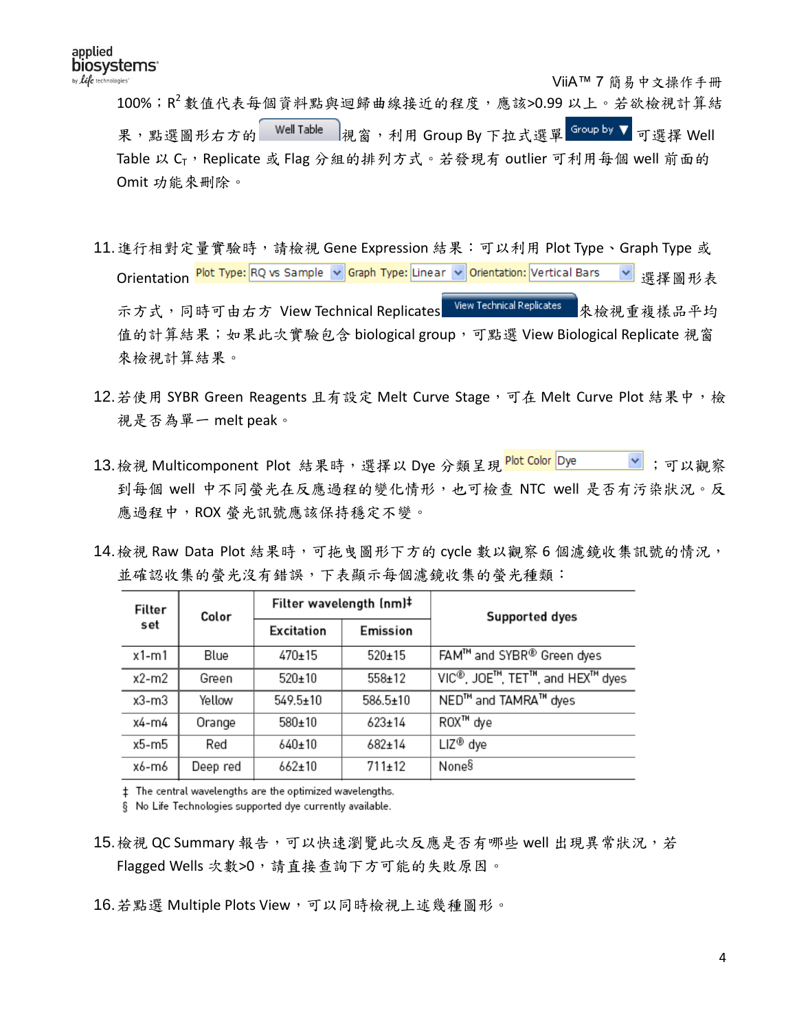100%；$R^2$ 數值代表每個資料點與迴歸曲線接近的程度，應該>0.99 以上。若欲檢視計算結果，點選圖形右方的 Well Table 視窗，利用 Group By 下拉式選單 Group by 可選擇 Well Table 以 $C_T$，Replicate 或 Flag 分組的排列方式。若發現有 outlier 可利用每個 well 前面的 Omit 功能來刪除。

11. 進行相對定量實驗時，請檢視 Gene Expression 結果：可以利用 Plot Type、Graph Type 或 Orientation Plot Type: RQ vs Sample Graph Type: Linear Orientation: Vertical Bars 選擇圖形表示方式，同時可由右方 View Technical Replicates View Technical Replicates 來檢視重複樣品平均值的計算結果；如果此次實驗包含 biological group，可點選 View Biological Replicate 視窗來檢視計算結果。

12. 若使用 SYBR Green Reagents 且有設定 Melt Curve Stage，可在 Melt Curve Plot 結果中，檢視是否為單一 melt peak。

13. 檢視 Multicomponent Plot 結果時，選擇以 Dye 分類呈現 Plot Color Dye ；可以觀察到每個 well 中不同螢光在反應過程的變化情形，也可檢查 NTC well 是否有污染狀況。反應過程中，ROX 螢光訊號應該保持穩定不變。

14. 檢視 Raw Data Plot 結果時，可拖曳圖形下方的 cycle 數以觀察 6 個濾鏡收集訊號的情況，並確認收集的螢光沒有錯誤，下表顯示每個濾鏡收集的螢光種類：

| Filter set | Color | Filter wavelength (nm)‡ | | Supported dyes |
|---|---|---|---|---|
| | | Excitation | Emission | |
| x1-m1 | Blue | 470±15 | 520±15 | FAM™ and SYBR® Green dyes |
| x2-m2 | Green | 520±10 | 558±12 | VIC®, JOE™, TET™, and HEX™ dyes |
| x3-m3 | Yellow | 549.5±10 | 586.5±10 | NED™ and TAMRA™ dyes |
| x4-m4 | Orange | 580±10 | 623±14 | ROX™ dye |
| x5-m5 | Red | 640±10 | 682±14 | LIZ® dye |
| x6-m6 | Deep red | 662±10 | 711±12 | None§ |

‡ The central wavelengths are the optimized wavelengths.
§ No Life Technologies supported dye currently available.

15. 檢視 QC Summary 報告，可以快速瀏覽此次反應是否有哪些 well 出現異常狀況，若 Flagged Wells 次數>0，請直接查詢下方可能的失敗原因。

16. 若點選 Multiple Plots View，可以同時檢視上述幾種圖形。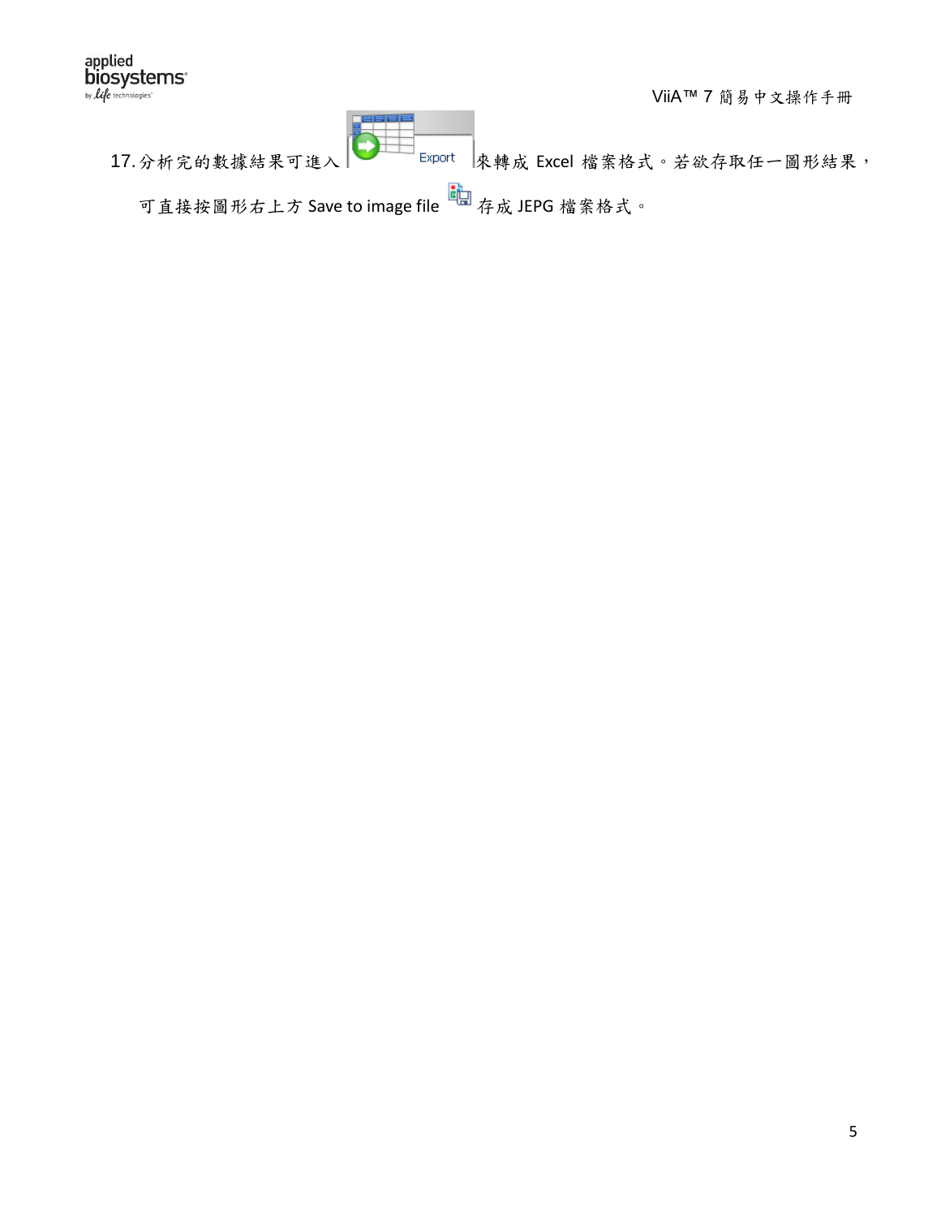17. 分析完的數據結果可進入 Export 來轉成 Excel 檔案格式。若欲存取任一圖形結果，可直接按圖形右上方 Save to image file 存成 JEPG 檔案格式。